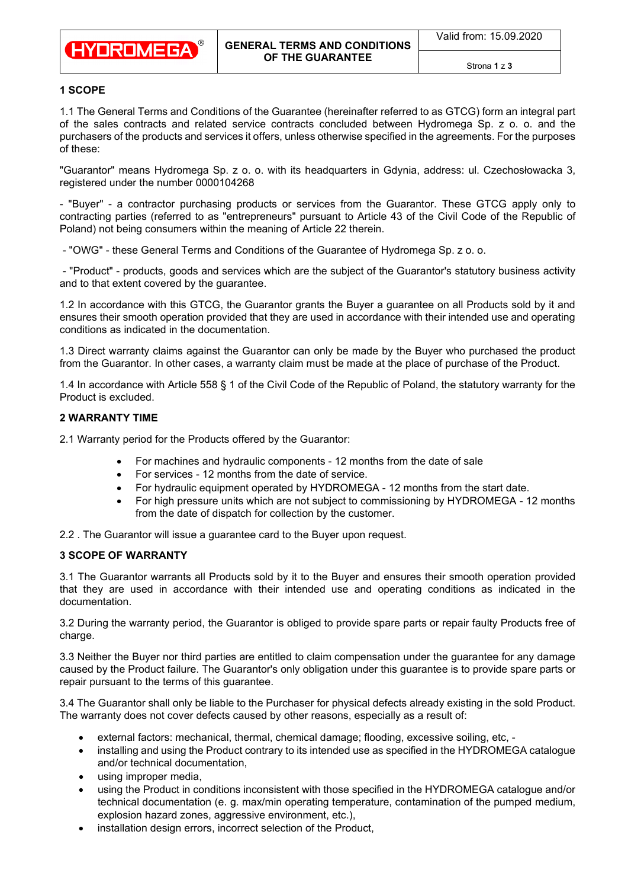# GENERAL TERMS AND CONDITIONS OF THE GUARANTEE

Valid from: 15.09.2020

## 1 SCOPE

1.1 The General Terms and Conditions of the Guarantee (hereinafter referred to as GTCG) form an integral part of the sales contracts and related service contracts concluded between Hydromega Sp. z o. o. and the purchasers of the products and services it offers, unless otherwise specified in the agreements. For the purposes of these:

"Guarantor" means Hydromega Sp. z o. o. with its headquarters in Gdynia, address: ul. Czechosłowacka 3, registered under the number 0000104268

- "Buyer" - a contractor purchasing products or services from the Guarantor. These GTCG apply only to contracting parties (referred to as "entrepreneurs" pursuant to Article 43 of the Civil Code of the Republic of Poland) not being consumers within the meaning of Article 22 therein.

- "OWG" - these General Terms and Conditions of the Guarantee of Hydromega Sp. z o. o.

- "Product" - products, goods and services which are the subject of the Guarantor's statutory business activity and to that extent covered by the guarantee.

1.2 In accordance with this GTCG, the Guarantor grants the Buyer a guarantee on all Products sold by it and ensures their smooth operation provided that they are used in accordance with their intended use and operating conditions as indicated in the documentation.

1.3 Direct warranty claims against the Guarantor can only be made by the Buyer who purchased the product from the Guarantor. In other cases, a warranty claim must be made at the place of purchase of the Product.

1.4 In accordance with Article 558 § 1 of the Civil Code of the Republic of Poland, the statutory warranty for the Product is excluded.

## 2 WARRANTY TIME

2.1 Warranty period for the Products offered by the Guarantor:

- For machines and hydraulic components - 12 months from the date of sale
- For services - 12 months from the date of service.
- For hydraulic equipment operated by HYDROMEGA - 12 months from the start date.
- For high pressure units which are not subject to commissioning by HYDROMEGA - 12 months from the date of dispatch for collection by the customer.

2.2 . The Guarantor will issue a guarantee card to the Buyer upon request.

## 3 SCOPE OF WARRANTY

3.1 The Guarantor warrants all Products sold by it to the Buyer and ensures their smooth operation provided that they are used in accordance with their intended use and operating conditions as indicated in the documentation.

3.2 During the warranty period, the Guarantor is obliged to provide spare parts or repair faulty Products free of charge.

3.3 Neither the Buyer nor third parties are entitled to claim compensation under the guarantee for any damage caused by the Product failure. The Guarantor's only obligation under this guarantee is to provide spare parts or repair pursuant to the terms of this guarantee.

3.4 The Guarantor shall only be liable to the Purchaser for physical defects already existing in the sold Product. The warranty does not cover defects caused by other reasons, especially as a result of:

- external factors: mechanical, thermal, chemical damage; flooding, excessive soiling, etc, -
- installing and using the Product contrary to its intended use as specified in the HYDROMEGA catalogue and/or technical documentation,
- using improper media,
- using the Product in conditions inconsistent with those specified in the HYDROMEGA catalogue and/or technical documentation (e. g. max/min operating temperature, contamination of the pumped medium, explosion hazard zones, aggressive environment, etc.),
- installation design errors, incorrect selection of the Product,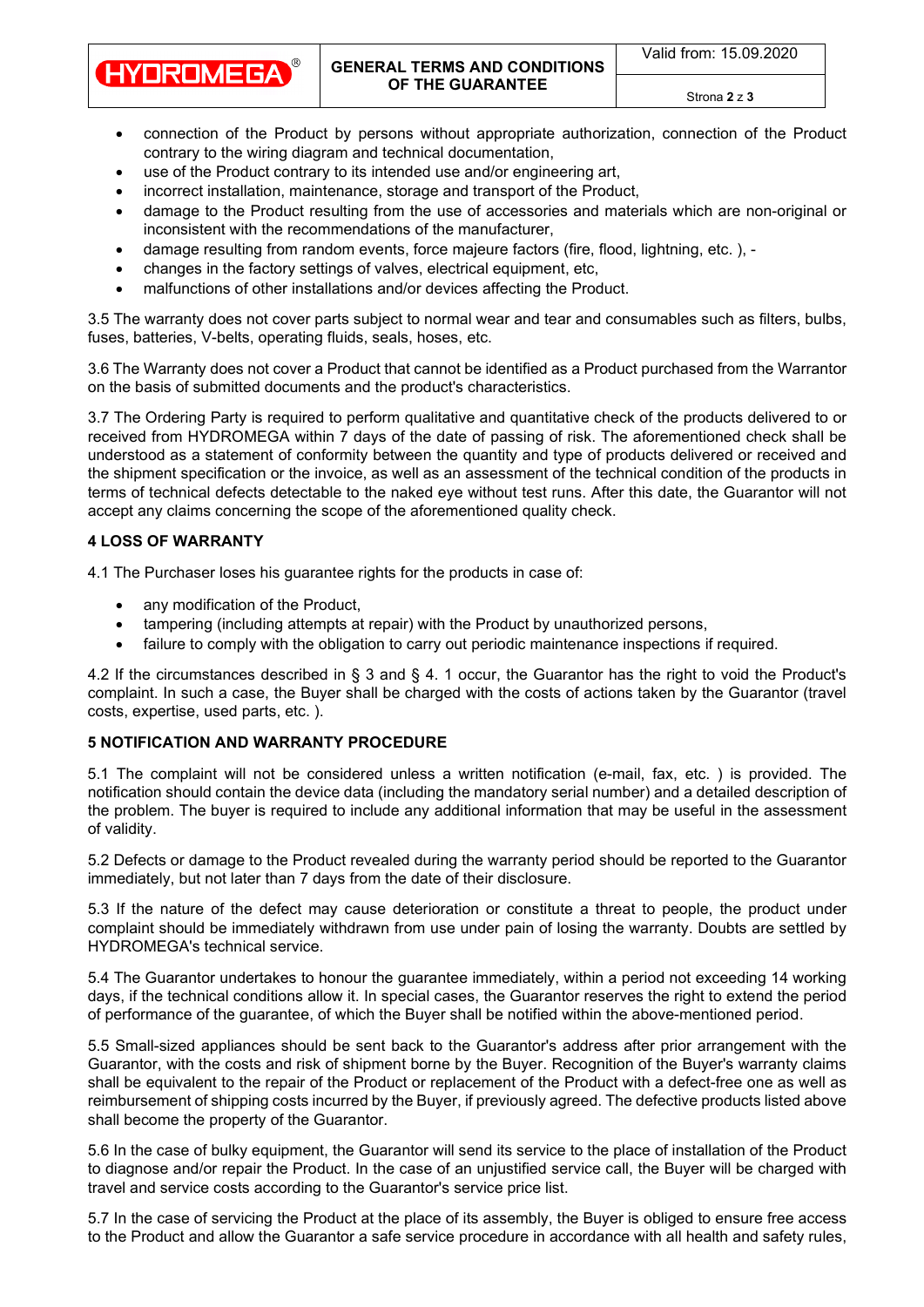- connection of the Product by persons without appropriate authorization, connection of the Product contrary to the wiring diagram and technical documentation,
- use of the Product contrary to its intended use and/or engineering art,
- incorrect installation, maintenance, storage and transport of the Product,
- damage to the Product resulting from the use of accessories and materials which are non-original or inconsistent with the recommendations of the manufacturer,
- damage resulting from random events, force majeure factors (fire, flood, lightning, etc. ), -
- changes in the factory settings of valves, electrical equipment, etc,
- malfunctions of other installations and/or devices affecting the Product.

3.5 The warranty does not cover parts subject to normal wear and tear and consumables such as filters, bulbs, fuses, batteries, V-belts, operating fluids, seals, hoses, etc.

3.6 The Warranty does not cover a Product that cannot be identified as a Product purchased from the Warrantor on the basis of submitted documents and the product's characteristics.

3.7 The Ordering Party is required to perform qualitative and quantitative check of the products delivered to or received from HYDROMEGA within 7 days of the date of passing of risk. The aforementioned check shall be understood as a statement of conformity between the quantity and type of products delivered or received and the shipment specification or the invoice, as well as an assessment of the technical condition of the products in terms of technical defects detectable to the naked eye without test runs. After this date, the Guarantor will not accept any claims concerning the scope of the aforementioned quality check.

**4 LOSS OF WARRANTY**

4.1 The Purchaser loses his guarantee rights for the products in case of:

- any modification of the Product,
- tampering (including attempts at repair) with the Product by unauthorized persons,
- failure to comply with the obligation to carry out periodic maintenance inspections if required.

4.2 If the circumstances described in § 3 and § 4. 1 occur, the Guarantor has the right to void the Product's complaint. In such a case, the Buyer shall be charged with the costs of actions taken by the Guarantor (travel costs, expertise, used parts, etc. ).

**5 NOTIFICATION AND WARRANTY PROCEDURE**

5.1 The complaint will not be considered unless a written notification (e-mail, fax, etc. ) is provided. The notification should contain the device data (including the mandatory serial number) and a detailed description of the problem. The buyer is required to include any additional information that may be useful in the assessment of validity.

5.2 Defects or damage to the Product revealed during the warranty period should be reported to the Guarantor immediately, but not later than 7 days from the date of their disclosure.

5.3 If the nature of the defect may cause deterioration or constitute a threat to people, the product under complaint should be immediately withdrawn from use under pain of losing the warranty. Doubts are settled by HYDROMEGA's technical service.

5.4 The Guarantor undertakes to honour the guarantee immediately, within a period not exceeding 14 working days, if the technical conditions allow it. In special cases, the Guarantor reserves the right to extend the period of performance of the guarantee, of which the Buyer shall be notified within the above-mentioned period.

5.5 Small-sized appliances should be sent back to the Guarantor's address after prior arrangement with the Guarantor, with the costs and risk of shipment borne by the Buyer. Recognition of the Buyer's warranty claims shall be equivalent to the repair of the Product or replacement of the Product with a defect-free one as well as reimbursement of shipping costs incurred by the Buyer, if previously agreed. The defective products listed above shall become the property of the Guarantor.

5.6 In the case of bulky equipment, the Guarantor will send its service to the place of installation of the Product to diagnose and/or repair the Product. In the case of an unjustified service call, the Buyer will be charged with travel and service costs according to the Guarantor's service price list.

5.7 In the case of servicing the Product at the place of its assembly, the Buyer is obliged to ensure free access to the Product and allow the Guarantor a safe service procedure in accordance with all health and safety rules,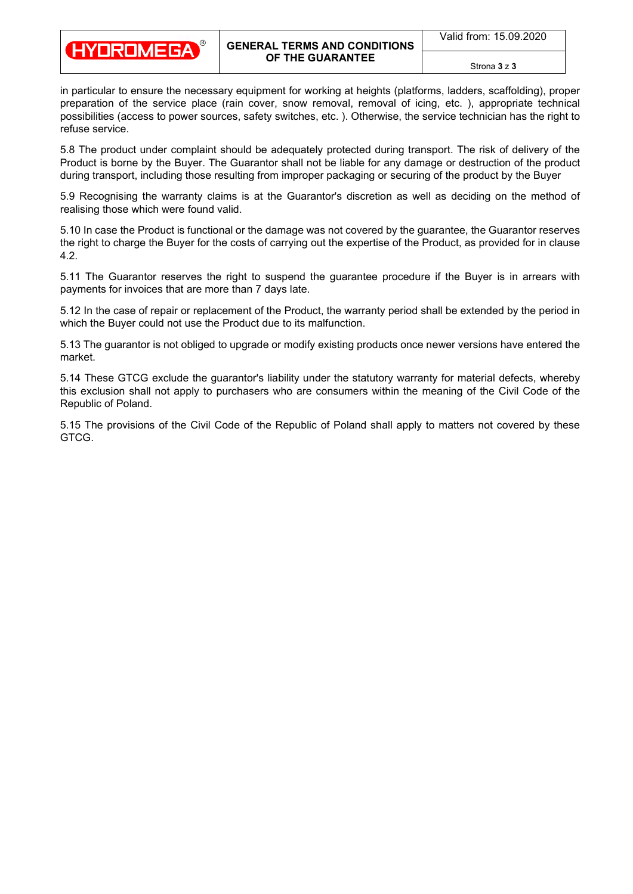in particular to ensure the necessary equipment for working at heights (platforms, ladders, scaffolding), proper preparation of the service place (rain cover, snow removal, removal of icing, etc. ), appropriate technical possibilities (access to power sources, safety switches, etc. ). Otherwise, the service technician has the right to refuse service.

5.8 The product under complaint should be adequately protected during transport. The risk of delivery of the Product is borne by the Buyer. The Guarantor shall not be liable for any damage or destruction of the product during transport, including those resulting from improper packaging or securing of the product by the Buyer

5.9 Recognising the warranty claims is at the Guarantor's discretion as well as deciding on the method of realising those which were found valid.

5.10 In case the Product is functional or the damage was not covered by the guarantee, the Guarantor reserves the right to charge the Buyer for the costs of carrying out the expertise of the Product, as provided for in clause 4.2.

5.11 The Guarantor reserves the right to suspend the guarantee procedure if the Buyer is in arrears with payments for invoices that are more than 7 days late.

5.12 In the case of repair or replacement of the Product, the warranty period shall be extended by the period in which the Buyer could not use the Product due to its malfunction.

5.13 The guarantor is not obliged to upgrade or modify existing products once newer versions have entered the market.

5.14 These GTCG exclude the guarantor's liability under the statutory warranty for material defects, whereby this exclusion shall not apply to purchasers who are consumers within the meaning of the Civil Code of the Republic of Poland.

5.15 The provisions of the Civil Code of the Republic of Poland shall apply to matters not covered by these GTCG.